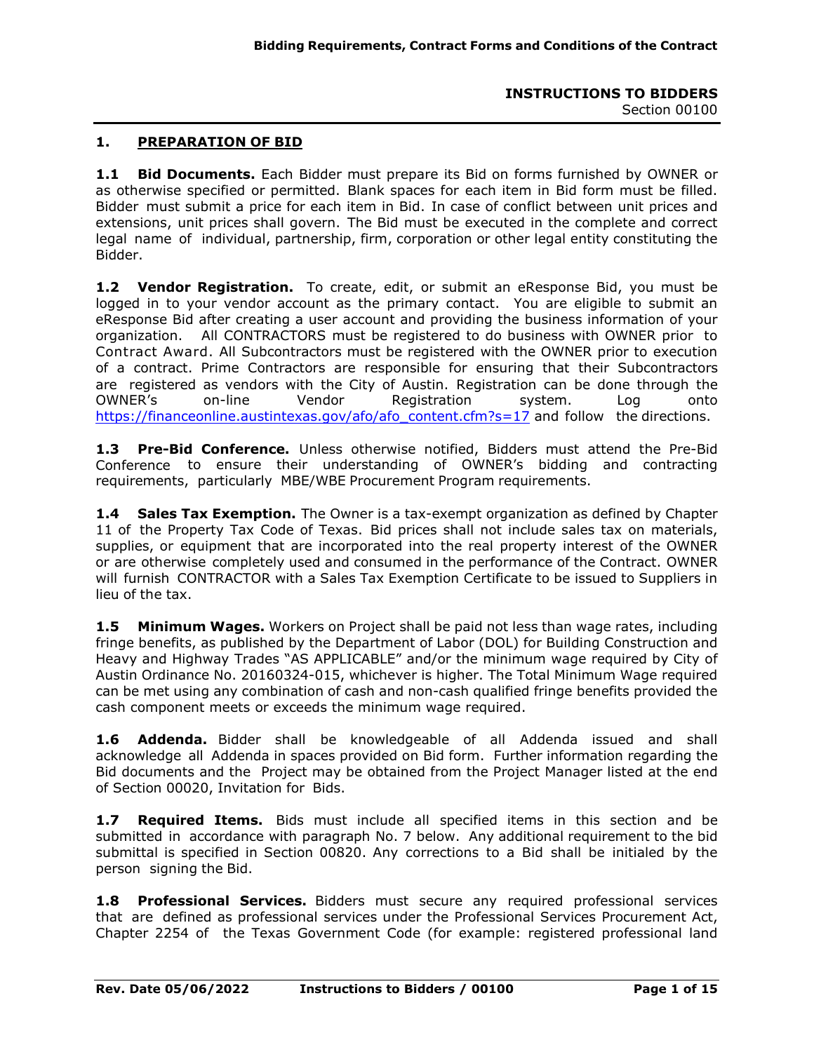**INSTRUCTIONS TO BIDDERS**
Section 00100

## 1. PREPARATION OF BID

**1.1 Bid Documents.** Each Bidder must prepare its Bid on forms furnished by OWNER or as otherwise specified or permitted. Blank spaces for each item in Bid form must be filled. Bidder must submit a price for each item in Bid. In case of conflict between unit prices and extensions, unit prices shall govern. The Bid must be executed in the complete and correct legal name of individual, partnership, firm, corporation or other legal entity constituting the Bidder.

**1.2 Vendor Registration.** To create, edit, or submit an eResponse Bid, you must be logged in to your vendor account as the primary contact. You are eligible to submit an eResponse Bid after creating a user account and providing the business information of your organization. All CONTRACTORS must be registered to do business with OWNER prior to Contract Award. All Subcontractors must be registered with the OWNER prior to execution of a contract. Prime Contractors are responsible for ensuring that their Subcontractors are registered as vendors with the City of Austin. Registration can be done through the OWNER's on-line Vendor Registration system. Log onto https://financeonline.austintexas.gov/afo/afo_content.cfm?s=17 and follow the directions.

**1.3 Pre-Bid Conference.** Unless otherwise notified, Bidders must attend the Pre-Bid Conference to ensure their understanding of OWNER's bidding and contracting requirements, particularly MBE/WBE Procurement Program requirements.

**1.4 Sales Tax Exemption.** The Owner is a tax-exempt organization as defined by Chapter 11 of the Property Tax Code of Texas. Bid prices shall not include sales tax on materials, supplies, or equipment that are incorporated into the real property interest of the OWNER or are otherwise completely used and consumed in the performance of the Contract. OWNER will furnish CONTRACTOR with a Sales Tax Exemption Certificate to be issued to Suppliers in lieu of the tax.

**1.5 Minimum Wages.** Workers on Project shall be paid not less than wage rates, including fringe benefits, as published by the Department of Labor (DOL) for Building Construction and Heavy and Highway Trades "AS APPLICABLE" and/or the minimum wage required by City of Austin Ordinance No. 20160324-015, whichever is higher. The Total Minimum Wage required can be met using any combination of cash and non-cash qualified fringe benefits provided the cash component meets or exceeds the minimum wage required.

**1.6 Addenda.** Bidder shall be knowledgeable of all Addenda issued and shall acknowledge all Addenda in spaces provided on Bid form. Further information regarding the Bid documents and the Project may be obtained from the Project Manager listed at the end of Section 00020, Invitation for Bids.

**1.7 Required Items.** Bids must include all specified items in this section and be submitted in accordance with paragraph No. 7 below. Any additional requirement to the bid submittal is specified in Section 00820. Any corrections to a Bid shall be initialed by the person signing the Bid.

**1.8 Professional Services.** Bidders must secure any required professional services that are defined as professional services under the Professional Services Procurement Act, Chapter 2254 of the Texas Government Code (for example: registered professional land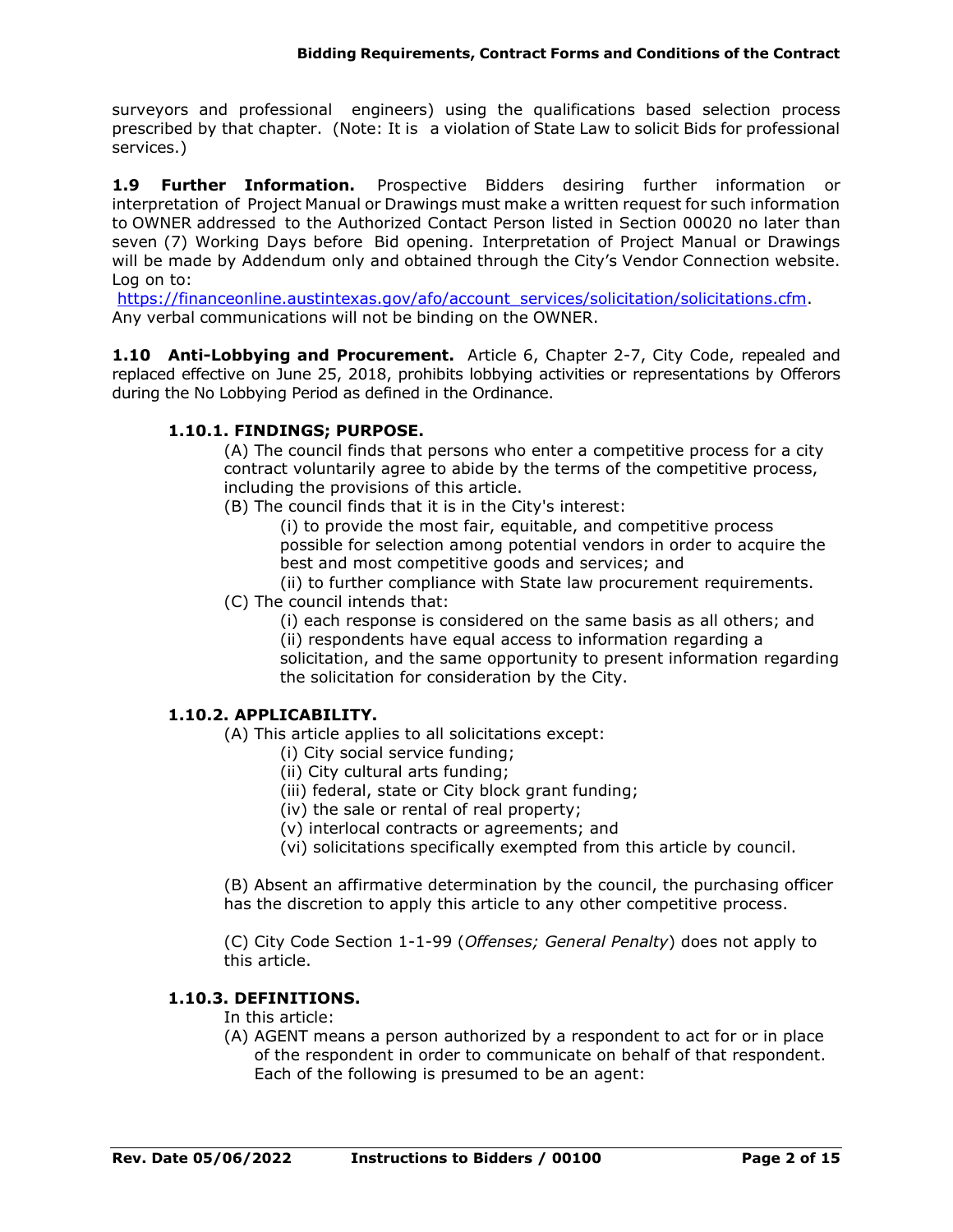surveyors and professional engineers) using the qualifications based selection process prescribed by that chapter. (Note: It is a violation of State Law to solicit Bids for professional services.)

**1.9 Further Information.** Prospective Bidders desiring further information or interpretation of Project Manual or Drawings must make a written request for such information to OWNER addressed to the Authorized Contact Person listed in Section 00020 no later than seven (7) Working Days before Bid opening. Interpretation of Project Manual or Drawings will be made by Addendum only and obtained through the City's Vendor Connection website. Log on to:
[https://financeonline.austintexas.gov/afo/account_services/solicitation/solicitations.cfm](https://financeonline.austintexas.gov/afo/account_services/solicitation/solicitations.cfm). Any verbal communications will not be binding on the OWNER.

**1.10 Anti-Lobbying and Procurement.** Article 6, Chapter 2-7, City Code, repealed and replaced effective on June 25, 2018, prohibits lobbying activities or representations by Offerors during the No Lobbying Period as defined in the Ordinance.

**1.10.1. FINDINGS; PURPOSE.**

(A) The council finds that persons who enter a competitive process for a city contract voluntarily agree to abide by the terms of the competitive process, including the provisions of this article.

(B) The council finds that it is in the City's interest:

(i) to provide the most fair, equitable, and competitive process possible for selection among potential vendors in order to acquire the best and most competitive goods and services; and

(ii) to further compliance with State law procurement requirements.

(C) The council intends that:

(i) each response is considered on the same basis as all others; and

(ii) respondents have equal access to information regarding a solicitation, and the same opportunity to present information regarding the solicitation for consideration by the City.

**1.10.2. APPLICABILITY.**

(A) This article applies to all solicitations except:

(i) City social service funding;

(ii) City cultural arts funding;

(iii) federal, state or City block grant funding;

(iv) the sale or rental of real property;

(v) interlocal contracts or agreements; and

(vi) solicitations specifically exempted from this article by council.

(B) Absent an affirmative determination by the council, the purchasing officer has the discretion to apply this article to any other competitive process.

(C) City Code Section 1-1-99 (*Offenses; General Penalty*) does not apply to this article.

**1.10.3. DEFINITIONS.**

In this article:

(A) AGENT means a person authorized by a respondent to act for or in place of the respondent in order to communicate on behalf of that respondent. Each of the following is presumed to be an agent: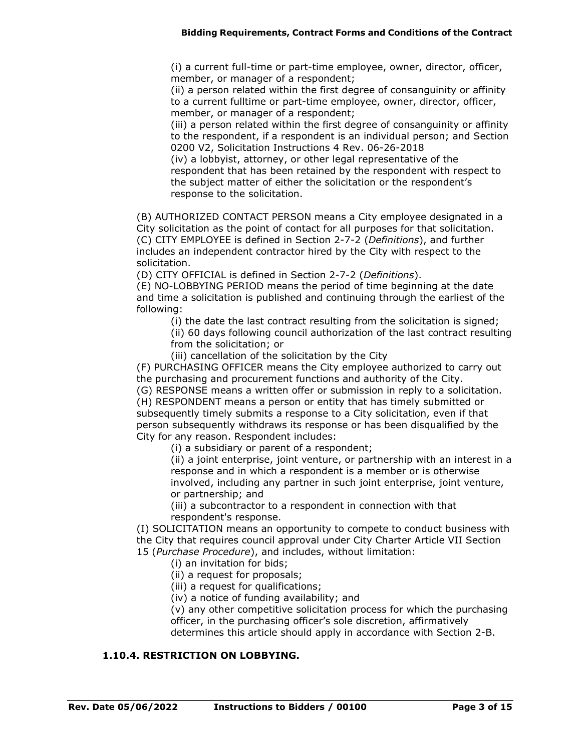(i) a current full-time or part-time employee, owner, director, officer, member, or manager of a respondent;

(ii) a person related within the first degree of consanguinity or affinity to a current fulltime or part-time employee, owner, director, officer, member, or manager of a respondent;

(iii) a person related within the first degree of consanguinity or affinity to the respondent, if a respondent is an individual person; and Section 0200 V2, Solicitation Instructions 4 Rev. 06-26-2018

(iv) a lobbyist, attorney, or other legal representative of the respondent that has been retained by the respondent with respect to the subject matter of either the solicitation or the respondent's response to the solicitation.

(B) AUTHORIZED CONTACT PERSON means a City employee designated in a City solicitation as the point of contact for all purposes for that solicitation.

(C) CITY EMPLOYEE is defined in Section 2-7-2 (*Definitions*), and further includes an independent contractor hired by the City with respect to the solicitation.

(D) CITY OFFICIAL is defined in Section 2-7-2 (*Definitions*).

(E) NO-LOBBYING PERIOD means the period of time beginning at the date and time a solicitation is published and continuing through the earliest of the following:

(i) the date the last contract resulting from the solicitation is signed;

(ii) 60 days following council authorization of the last contract resulting from the solicitation; or

(iii) cancellation of the solicitation by the City

(F) PURCHASING OFFICER means the City employee authorized to carry out the purchasing and procurement functions and authority of the City.

(G) RESPONSE means a written offer or submission in reply to a solicitation.

(H) RESPONDENT means a person or entity that has timely submitted or subsequently timely submits a response to a City solicitation, even if that person subsequently withdraws its response or has been disqualified by the City for any reason. Respondent includes:

(i) a subsidiary or parent of a respondent;

(ii) a joint enterprise, joint venture, or partnership with an interest in a response and in which a respondent is a member or is otherwise involved, including any partner in such joint enterprise, joint venture, or partnership; and

(iii) a subcontractor to a respondent in connection with that respondent's response.

(I) SOLICITATION means an opportunity to compete to conduct business with the City that requires council approval under City Charter Article VII Section 15 (*Purchase Procedure*), and includes, without limitation:

(i) an invitation for bids;

(ii) a request for proposals;

(iii) a request for qualifications;

(iv) a notice of funding availability; and

(v) any other competitive solicitation process for which the purchasing officer, in the purchasing officer's sole discretion, affirmatively determines this article should apply in accordance with Section 2-B.

### 1.10.4. RESTRICTION ON LOBBYING.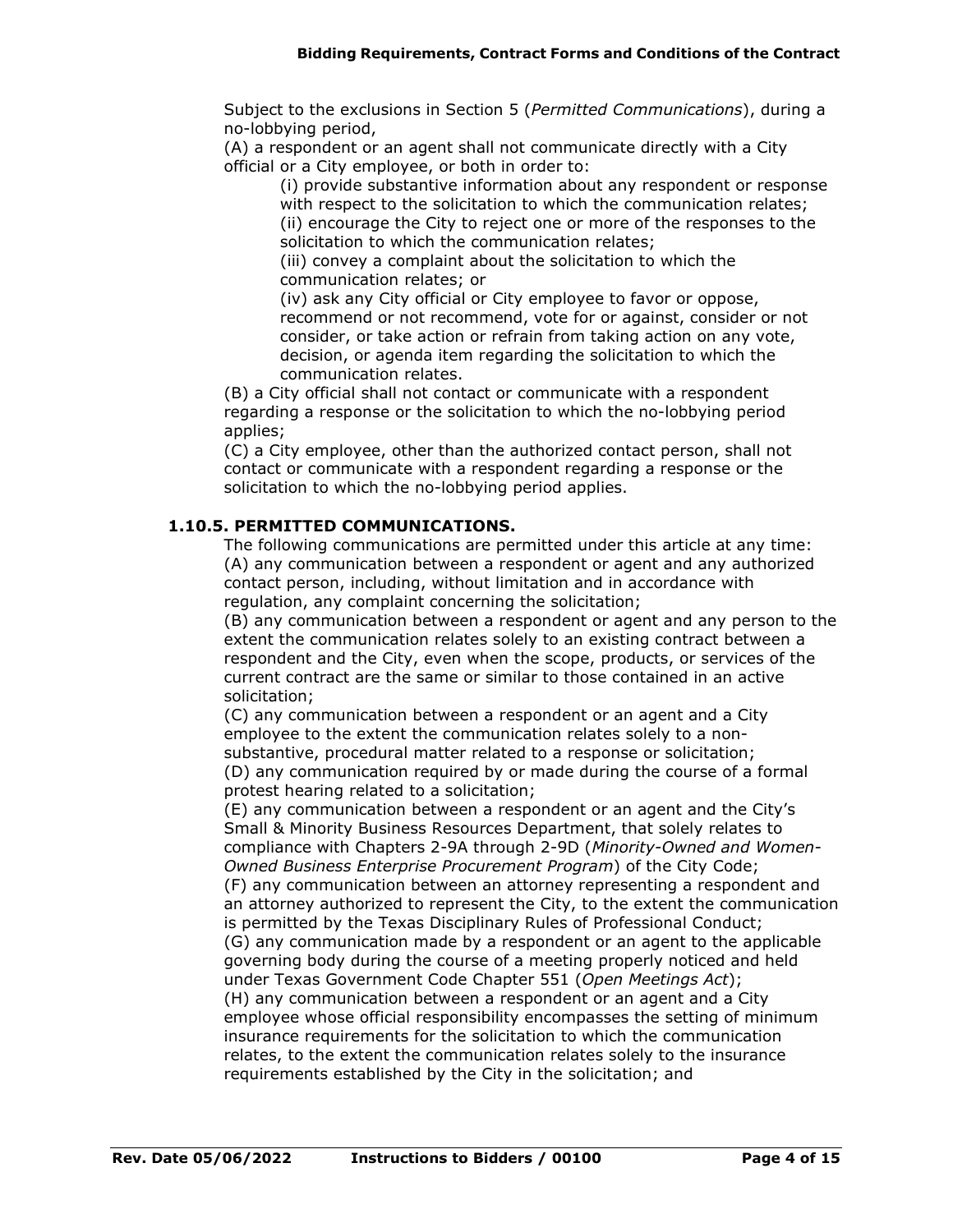Subject to the exclusions in Section 5 (*Permitted Communications*), during a no-lobbying period,

(A) a respondent or an agent shall not communicate directly with a City official or a City employee, or both in order to:

(i) provide substantive information about any respondent or response with respect to the solicitation to which the communication relates;

(ii) encourage the City to reject one or more of the responses to the solicitation to which the communication relates;

(iii) convey a complaint about the solicitation to which the communication relates; or

(iv) ask any City official or City employee to favor or oppose, recommend or not recommend, vote for or against, consider or not consider, or take action or refrain from taking action on any vote, decision, or agenda item regarding the solicitation to which the communication relates.

(B) a City official shall not contact or communicate with a respondent regarding a response or the solicitation to which the no-lobbying period applies;

(C) a City employee, other than the authorized contact person, shall not contact or communicate with a respondent regarding a response or the solicitation to which the no-lobbying period applies.

### 1.10.5. PERMITTED COMMUNICATIONS.

The following communications are permitted under this article at any time:

(A) any communication between a respondent or agent and any authorized contact person, including, without limitation and in accordance with regulation, any complaint concerning the solicitation;

(B) any communication between a respondent or agent and any person to the extent the communication relates solely to an existing contract between a respondent and the City, even when the scope, products, or services of the current contract are the same or similar to those contained in an active solicitation;

(C) any communication between a respondent or an agent and a City employee to the extent the communication relates solely to a non-substantive, procedural matter related to a response or solicitation;

(D) any communication required by or made during the course of a formal protest hearing related to a solicitation;

(E) any communication between a respondent or an agent and the City's Small & Minority Business Resources Department, that solely relates to compliance with Chapters 2-9A through 2-9D (*Minority-Owned and Women-Owned Business Enterprise Procurement Program*) of the City Code;

(F) any communication between an attorney representing a respondent and an attorney authorized to represent the City, to the extent the communication is permitted by the Texas Disciplinary Rules of Professional Conduct;

(G) any communication made by a respondent or an agent to the applicable governing body during the course of a meeting properly noticed and held under Texas Government Code Chapter 551 (*Open Meetings Act*);

(H) any communication between a respondent or an agent and a City employee whose official responsibility encompasses the setting of minimum insurance requirements for the solicitation to which the communication relates, to the extent the communication relates solely to the insurance requirements established by the City in the solicitation; and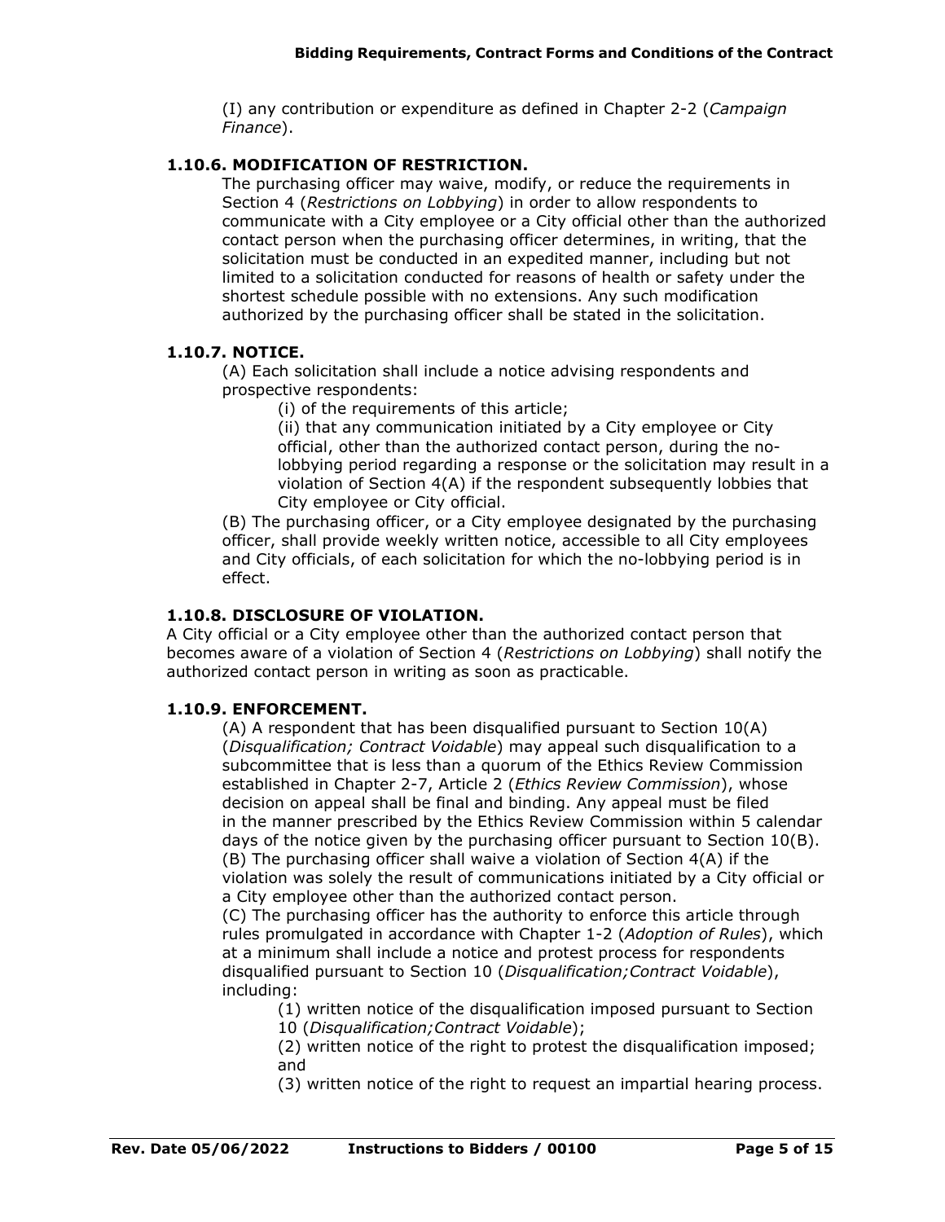(I) any contribution or expenditure as defined in Chapter 2-2 (*Campaign Finance*).

### 1.10.6. MODIFICATION OF RESTRICTION.

The purchasing officer may waive, modify, or reduce the requirements in Section 4 (*Restrictions on Lobbying*) in order to allow respondents to communicate with a City employee or a City official other than the authorized contact person when the purchasing officer determines, in writing, that the solicitation must be conducted in an expedited manner, including but not limited to a solicitation conducted for reasons of health or safety under the shortest schedule possible with no extensions. Any such modification authorized by the purchasing officer shall be stated in the solicitation.

### 1.10.7. NOTICE.

(A) Each solicitation shall include a notice advising respondents and prospective respondents:

(i) of the requirements of this article;

(ii) that any communication initiated by a City employee or City official, other than the authorized contact person, during the no-lobbying period regarding a response or the solicitation may result in a violation of Section 4(A) if the respondent subsequently lobbies that City employee or City official.

(B) The purchasing officer, or a City employee designated by the purchasing officer, shall provide weekly written notice, accessible to all City employees and City officials, of each solicitation for which the no-lobbying period is in effect.

### 1.10.8. DISCLOSURE OF VIOLATION.

A City official or a City employee other than the authorized contact person that becomes aware of a violation of Section 4 (*Restrictions on Lobbying*) shall notify the authorized contact person in writing as soon as practicable.

### 1.10.9. ENFORCEMENT.

(A) A respondent that has been disqualified pursuant to Section 10(A) (*Disqualification; Contract Voidable*) may appeal such disqualification to a subcommittee that is less than a quorum of the Ethics Review Commission established in Chapter 2-7, Article 2 (*Ethics Review Commission*), whose decision on appeal shall be final and binding. Any appeal must be filed in the manner prescribed by the Ethics Review Commission within 5 calendar days of the notice given by the purchasing officer pursuant to Section 10(B).

(B) The purchasing officer shall waive a violation of Section 4(A) if the violation was solely the result of communications initiated by a City official or a City employee other than the authorized contact person.

(C) The purchasing officer has the authority to enforce this article through rules promulgated in accordance with Chapter 1-2 (*Adoption of Rules*), which at a minimum shall include a notice and protest process for respondents disqualified pursuant to Section 10 (*Disqualification;Contract Voidable*), including:

(1) written notice of the disqualification imposed pursuant to Section 10 (*Disqualification;Contract Voidable*);

(2) written notice of the right to protest the disqualification imposed; and

(3) written notice of the right to request an impartial hearing process.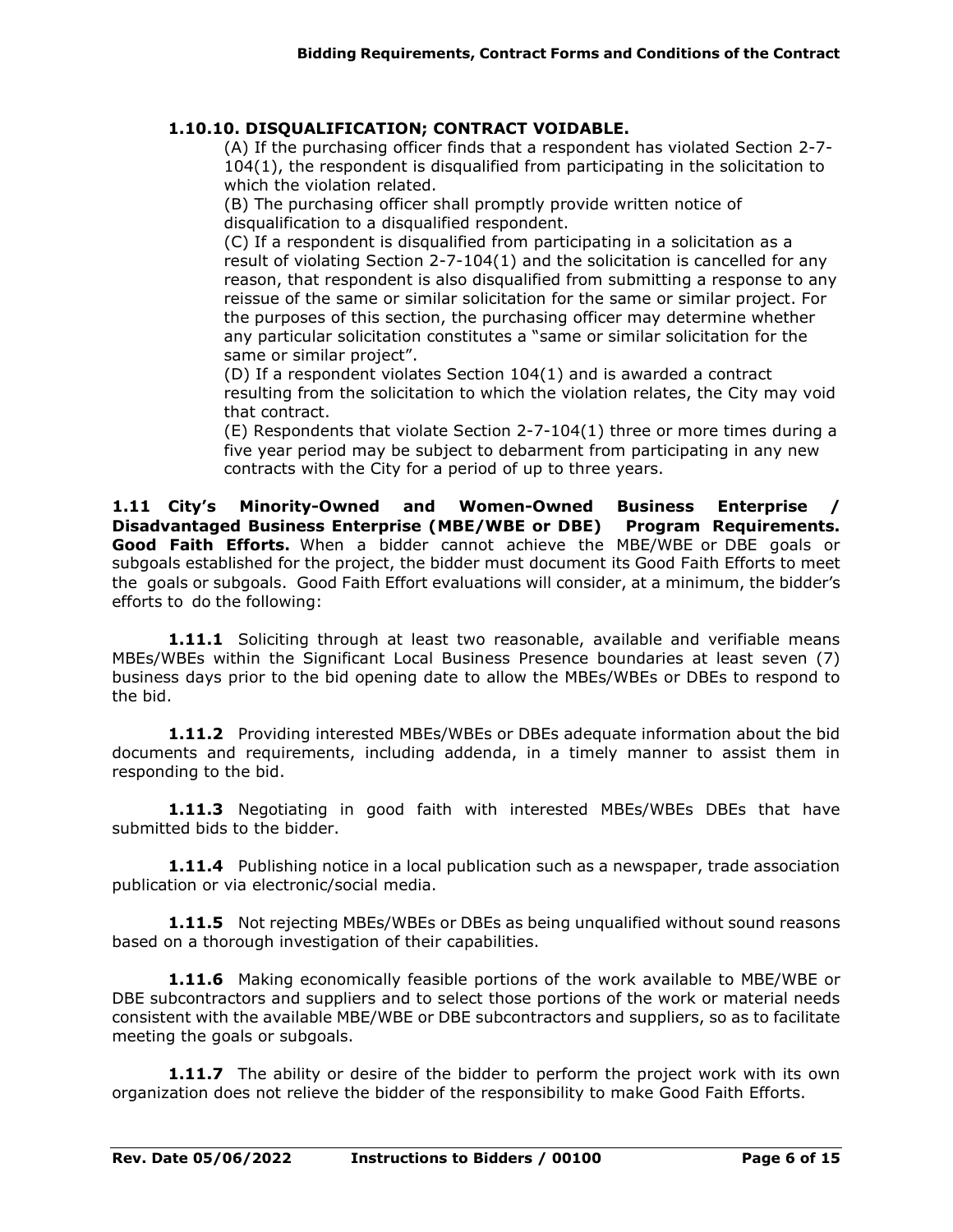### 1.10.10. DISQUALIFICATION; CONTRACT VOIDABLE.

(A) If the purchasing officer finds that a respondent has violated Section 2-7-104(1), the respondent is disqualified from participating in the solicitation to which the violation related.

(B) The purchasing officer shall promptly provide written notice of disqualification to a disqualified respondent.

(C) If a respondent is disqualified from participating in a solicitation as a result of violating Section 2-7-104(1) and the solicitation is cancelled for any reason, that respondent is also disqualified from submitting a response to any reissue of the same or similar solicitation for the same or similar project. For the purposes of this section, the purchasing officer may determine whether any particular solicitation constitutes a "same or similar solicitation for the same or similar project".

(D) If a respondent violates Section 104(1) and is awarded a contract resulting from the solicitation to which the violation relates, the City may void that contract.

(E) Respondents that violate Section 2-7-104(1) three or more times during a five year period may be subject to debarment from participating in any new contracts with the City for a period of up to three years.

**1.11 City's Minority-Owned and Women-Owned Business Enterprise / Disadvantaged Business Enterprise (MBE/WBE or DBE) Program Requirements. Good Faith Efforts.** When a bidder cannot achieve the MBE/WBE or DBE goals or subgoals established for the project, the bidder must document its Good Faith Efforts to meet the goals or subgoals. Good Faith Effort evaluations will consider, at a minimum, the bidder's efforts to do the following:

**1.11.1** Soliciting through at least two reasonable, available and verifiable means MBEs/WBEs within the Significant Local Business Presence boundaries at least seven (7) business days prior to the bid opening date to allow the MBEs/WBEs or DBEs to respond to the bid.

**1.11.2** Providing interested MBEs/WBEs or DBEs adequate information about the bid documents and requirements, including addenda, in a timely manner to assist them in responding to the bid.

**1.11.3** Negotiating in good faith with interested MBEs/WBEs DBEs that have submitted bids to the bidder.

**1.11.4** Publishing notice in a local publication such as a newspaper, trade association publication or via electronic/social media.

**1.11.5** Not rejecting MBEs/WBEs or DBEs as being unqualified without sound reasons based on a thorough investigation of their capabilities.

**1.11.6** Making economically feasible portions of the work available to MBE/WBE or DBE subcontractors and suppliers and to select those portions of the work or material needs consistent with the available MBE/WBE or DBE subcontractors and suppliers, so as to facilitate meeting the goals or subgoals.

**1.11.7** The ability or desire of the bidder to perform the project work with its own organization does not relieve the bidder of the responsibility to make Good Faith Efforts.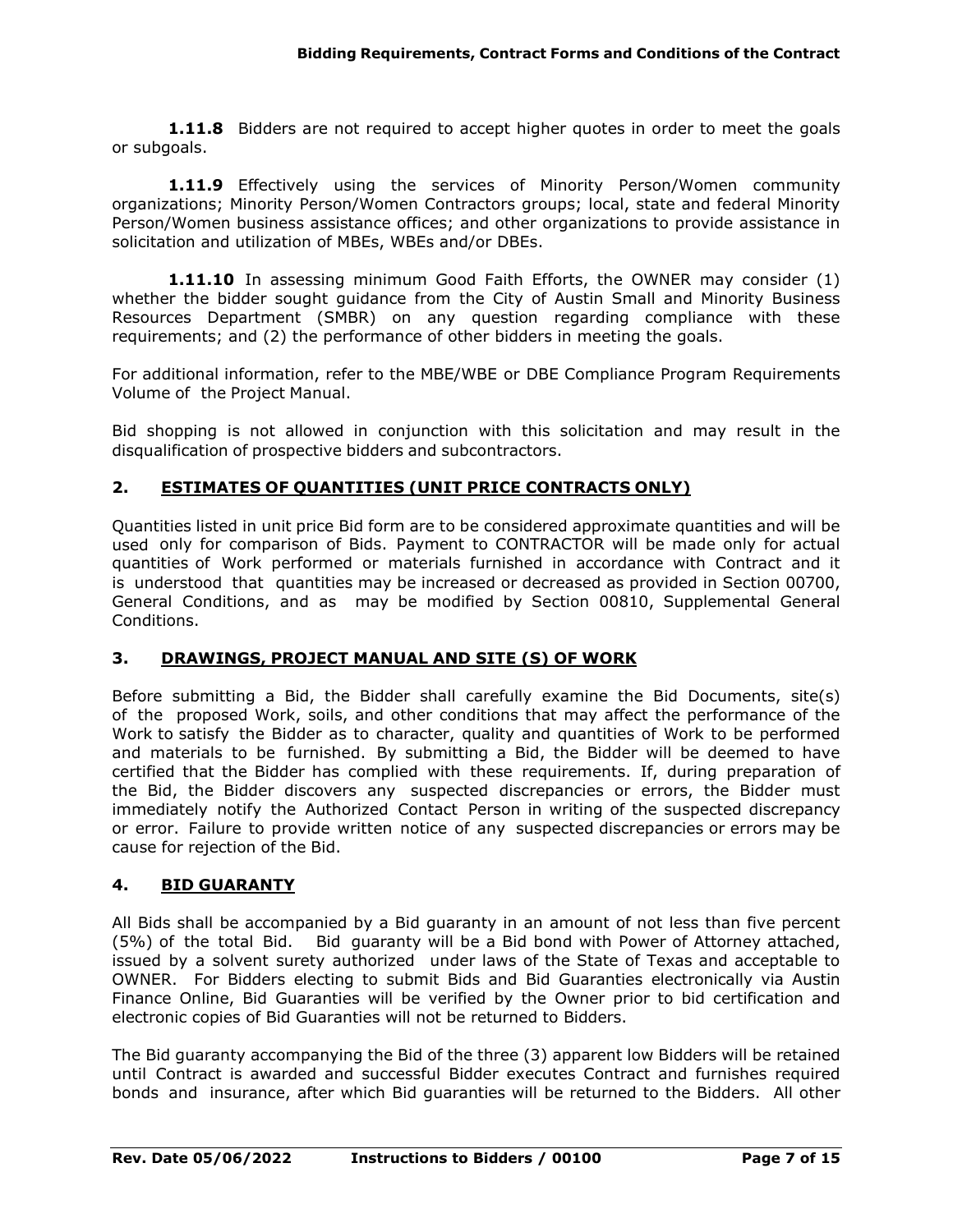**1.11.8** Bidders are not required to accept higher quotes in order to meet the goals or subgoals.

**1.11.9** Effectively using the services of Minority Person/Women community organizations; Minority Person/Women Contractors groups; local, state and federal Minority Person/Women business assistance offices; and other organizations to provide assistance in solicitation and utilization of MBEs, WBEs and/or DBEs.

**1.11.10** In assessing minimum Good Faith Efforts, the OWNER may consider (1) whether the bidder sought guidance from the City of Austin Small and Minority Business Resources Department (SMBR) on any question regarding compliance with these requirements; and (2) the performance of other bidders in meeting the goals.

For additional information, refer to the MBE/WBE or DBE Compliance Program Requirements Volume of the Project Manual.

Bid shopping is not allowed in conjunction with this solicitation and may result in the disqualification of prospective bidders and subcontractors.

## 2. ESTIMATES OF QUANTITIES (UNIT PRICE CONTRACTS ONLY)

Quantities listed in unit price Bid form are to be considered approximate quantities and will be used only for comparison of Bids. Payment to CONTRACTOR will be made only for actual quantities of Work performed or materials furnished in accordance with Contract and it is understood that quantities may be increased or decreased as provided in Section 00700, General Conditions, and as may be modified by Section 00810, Supplemental General Conditions.

## 3. DRAWINGS, PROJECT MANUAL AND SITE (S) OF WORK

Before submitting a Bid, the Bidder shall carefully examine the Bid Documents, site(s) of the proposed Work, soils, and other conditions that may affect the performance of the Work to satisfy the Bidder as to character, quality and quantities of Work to be performed and materials to be furnished. By submitting a Bid, the Bidder will be deemed to have certified that the Bidder has complied with these requirements. If, during preparation of the Bid, the Bidder discovers any suspected discrepancies or errors, the Bidder must immediately notify the Authorized Contact Person in writing of the suspected discrepancy or error. Failure to provide written notice of any suspected discrepancies or errors may be cause for rejection of the Bid.

## 4. BID GUARANTY

All Bids shall be accompanied by a Bid guaranty in an amount of not less than five percent (5%) of the total Bid. Bid guaranty will be a Bid bond with Power of Attorney attached, issued by a solvent surety authorized under laws of the State of Texas and acceptable to OWNER. For Bidders electing to submit Bids and Bid Guaranties electronically via Austin Finance Online, Bid Guaranties will be verified by the Owner prior to bid certification and electronic copies of Bid Guaranties will not be returned to Bidders.

The Bid guaranty accompanying the Bid of the three (3) apparent low Bidders will be retained until Contract is awarded and successful Bidder executes Contract and furnishes required bonds and insurance, after which Bid guaranties will be returned to the Bidders. All other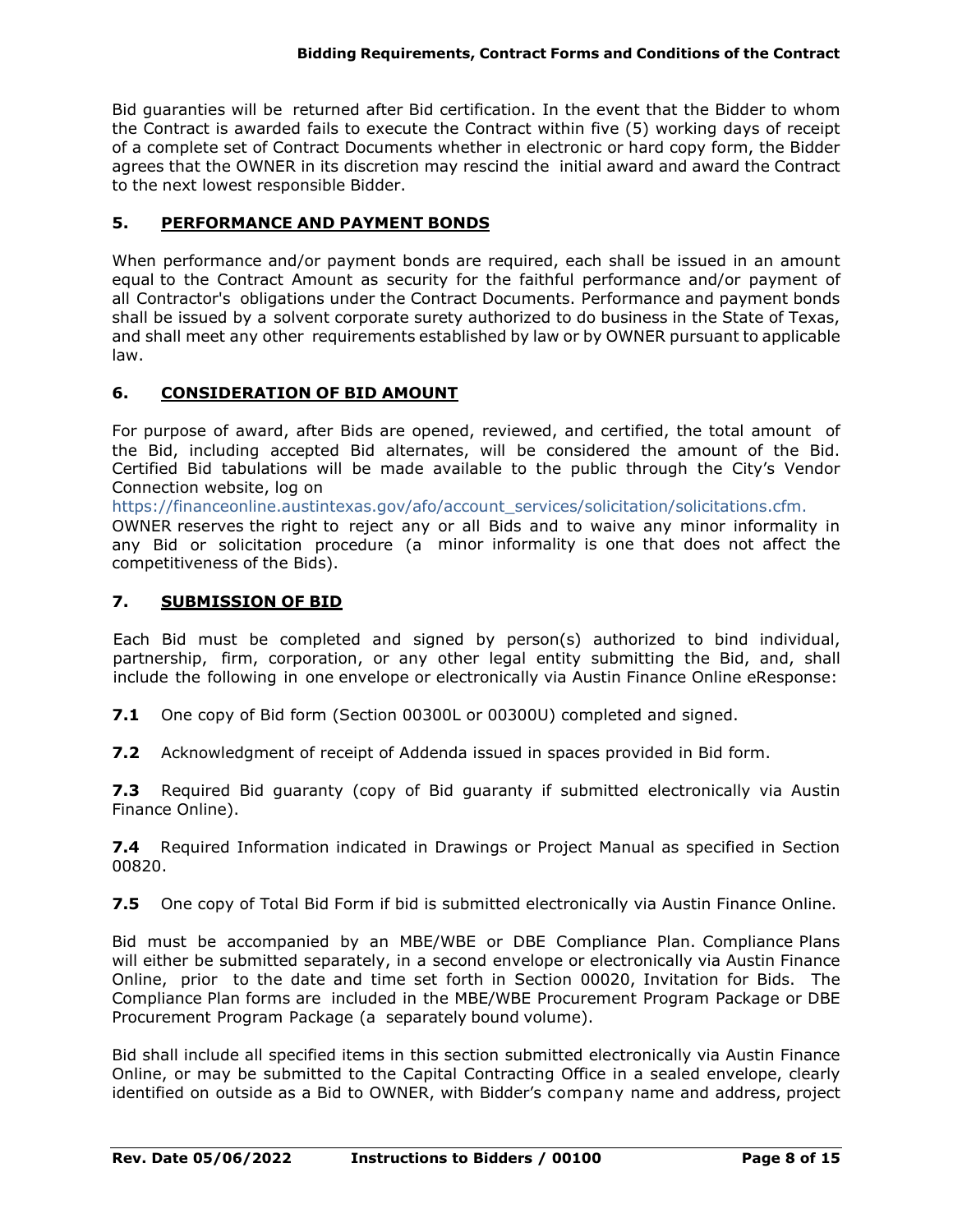Bid guaranties will be returned after Bid certification. In the event that the Bidder to whom the Contract is awarded fails to execute the Contract within five (5) working days of receipt of a complete set of Contract Documents whether in electronic or hard copy form, the Bidder agrees that the OWNER in its discretion may rescind the initial award and award the Contract to the next lowest responsible Bidder.

## 5. PERFORMANCE AND PAYMENT BONDS

When performance and/or payment bonds are required, each shall be issued in an amount equal to the Contract Amount as security for the faithful performance and/or payment of all Contractor's obligations under the Contract Documents. Performance and payment bonds shall be issued by a solvent corporate surety authorized to do business in the State of Texas, and shall meet any other requirements established by law or by OWNER pursuant to applicable law.

## 6. CONSIDERATION OF BID AMOUNT

For purpose of award, after Bids are opened, reviewed, and certified, the total amount of the Bid, including accepted Bid alternates, will be considered the amount of the Bid. Certified Bid tabulations will be made available to the public through the City's Vendor Connection website, log on
https://financeonline.austintexas.gov/afo/account_services/solicitation/solicitations.cfm.
OWNER reserves the right to reject any or all Bids and to waive any minor informality in any Bid or solicitation procedure (a minor informality is one that does not affect the competitiveness of the Bids).

## 7. SUBMISSION OF BID

Each Bid must be completed and signed by person(s) authorized to bind individual, partnership, firm, corporation, or any other legal entity submitting the Bid, and, shall include the following in one envelope or electronically via Austin Finance Online eResponse:

**7.1** One copy of Bid form (Section 00300L or 00300U) completed and signed.

**7.2** Acknowledgment of receipt of Addenda issued in spaces provided in Bid form.

**7.3** Required Bid guaranty (copy of Bid guaranty if submitted electronically via Austin Finance Online).

**7.4** Required Information indicated in Drawings or Project Manual as specified in Section 00820.

**7.5** One copy of Total Bid Form if bid is submitted electronically via Austin Finance Online.

Bid must be accompanied by an MBE/WBE or DBE Compliance Plan. Compliance Plans will either be submitted separately, in a second envelope or electronically via Austin Finance Online, prior to the date and time set forth in Section 00020, Invitation for Bids. The Compliance Plan forms are included in the MBE/WBE Procurement Program Package or DBE Procurement Program Package (a separately bound volume).

Bid shall include all specified items in this section submitted electronically via Austin Finance Online, or may be submitted to the Capital Contracting Office in a sealed envelope, clearly identified on outside as a Bid to OWNER, with Bidder's company name and address, project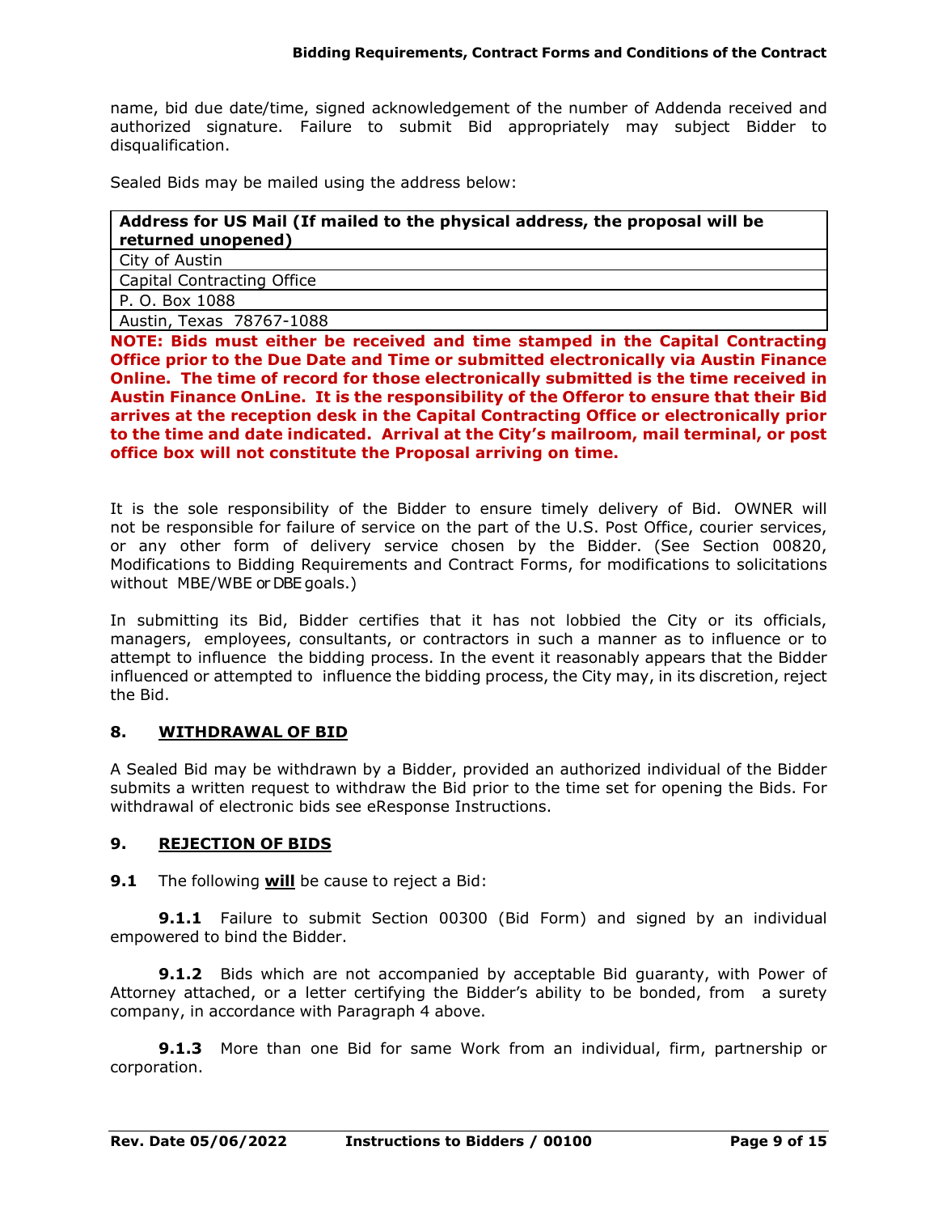name, bid due date/time, signed acknowledgement of the number of Addenda received and authorized signature. Failure to submit Bid appropriately may subject Bidder to disqualification.

Sealed Bids may be mailed using the address below:

| **Address for US Mail (If mailed to the physical address, the proposal will be returned unopened)** |
|---|
| City of Austin |
| Capital Contracting Office |
| P. O. Box 1088 |
| Austin, Texas 78767-1088 |

**NOTE: Bids must either be received and time stamped in the Capital Contracting Office prior to the Due Date and Time or submitted electronically via Austin Finance Online. The time of record for those electronically submitted is the time received in Austin Finance OnLine. It is the responsibility of the Offeror to ensure that their Bid arrives at the reception desk in the Capital Contracting Office or electronically prior to the time and date indicated. Arrival at the City's mailroom, mail terminal, or post office box will not constitute the Proposal arriving on time.**

It is the sole responsibility of the Bidder to ensure timely delivery of Bid. OWNER will not be responsible for failure of service on the part of the U.S. Post Office, courier services, or any other form of delivery service chosen by the Bidder. (See Section 00820, Modifications to Bidding Requirements and Contract Forms, for modifications to solicitations without MBE/WBE or DBE goals.)

In submitting its Bid, Bidder certifies that it has not lobbied the City or its officials, managers, employees, consultants, or contractors in such a manner as to influence or to attempt to influence the bidding process. In the event it reasonably appears that the Bidder influenced or attempted to influence the bidding process, the City may, in its discretion, reject the Bid.

## 8. WITHDRAWAL OF BID

A Sealed Bid may be withdrawn by a Bidder, provided an authorized individual of the Bidder submits a written request to withdraw the Bid prior to the time set for opening the Bids. For withdrawal of electronic bids see eResponse Instructions.

## 9. REJECTION OF BIDS

**9.1** The following **will** be cause to reject a Bid:

**9.1.1** Failure to submit Section 00300 (Bid Form) and signed by an individual empowered to bind the Bidder.

**9.1.2** Bids which are not accompanied by acceptable Bid guaranty, with Power of Attorney attached, or a letter certifying the Bidder's ability to be bonded, from a surety company, in accordance with Paragraph 4 above.

**9.1.3** More than one Bid for same Work from an individual, firm, partnership or corporation.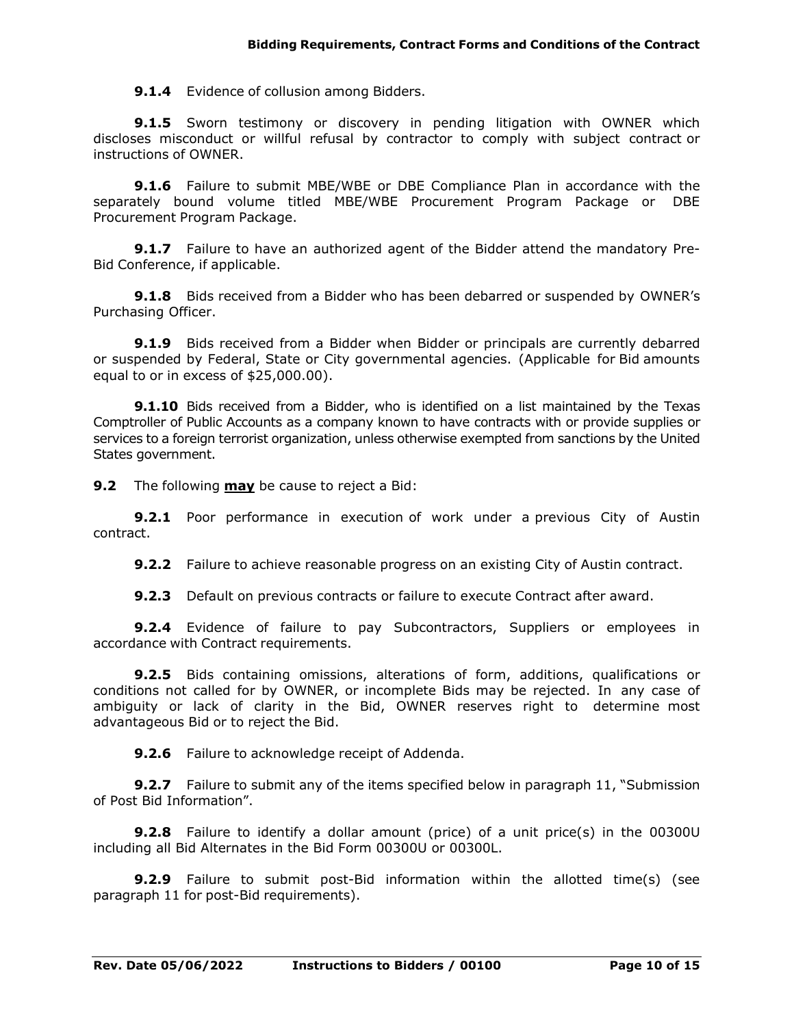**9.1.4** Evidence of collusion among Bidders.

**9.1.5** Sworn testimony or discovery in pending litigation with OWNER which discloses misconduct or willful refusal by contractor to comply with subject contract or instructions of OWNER.

**9.1.6** Failure to submit MBE/WBE or DBE Compliance Plan in accordance with the separately bound volume titled MBE/WBE Procurement Program Package or DBE Procurement Program Package.

**9.1.7** Failure to have an authorized agent of the Bidder attend the mandatory Pre-Bid Conference, if applicable.

**9.1.8** Bids received from a Bidder who has been debarred or suspended by OWNER's Purchasing Officer.

**9.1.9** Bids received from a Bidder when Bidder or principals are currently debarred or suspended by Federal, State or City governmental agencies. (Applicable for Bid amounts equal to or in excess of $25,000.00).

**9.1.10** Bids received from a Bidder, who is identified on a list maintained by the Texas Comptroller of Public Accounts as a company known to have contracts with or provide supplies or services to a foreign terrorist organization, unless otherwise exempted from sanctions by the United States government.

**9.2** The following **may** be cause to reject a Bid:

**9.2.1** Poor performance in execution of work under a previous City of Austin contract.

**9.2.2** Failure to achieve reasonable progress on an existing City of Austin contract.

**9.2.3** Default on previous contracts or failure to execute Contract after award.

**9.2.4** Evidence of failure to pay Subcontractors, Suppliers or employees in accordance with Contract requirements.

**9.2.5** Bids containing omissions, alterations of form, additions, qualifications or conditions not called for by OWNER, or incomplete Bids may be rejected. In any case of ambiguity or lack of clarity in the Bid, OWNER reserves right to determine most advantageous Bid or to reject the Bid.

**9.2.6** Failure to acknowledge receipt of Addenda.

**9.2.7** Failure to submit any of the items specified below in paragraph 11, "Submission of Post Bid Information".

**9.2.8** Failure to identify a dollar amount (price) of a unit price(s) in the 00300U including all Bid Alternates in the Bid Form 00300U or 00300L.

**9.2.9** Failure to submit post-Bid information within the allotted time(s) (see paragraph 11 for post-Bid requirements).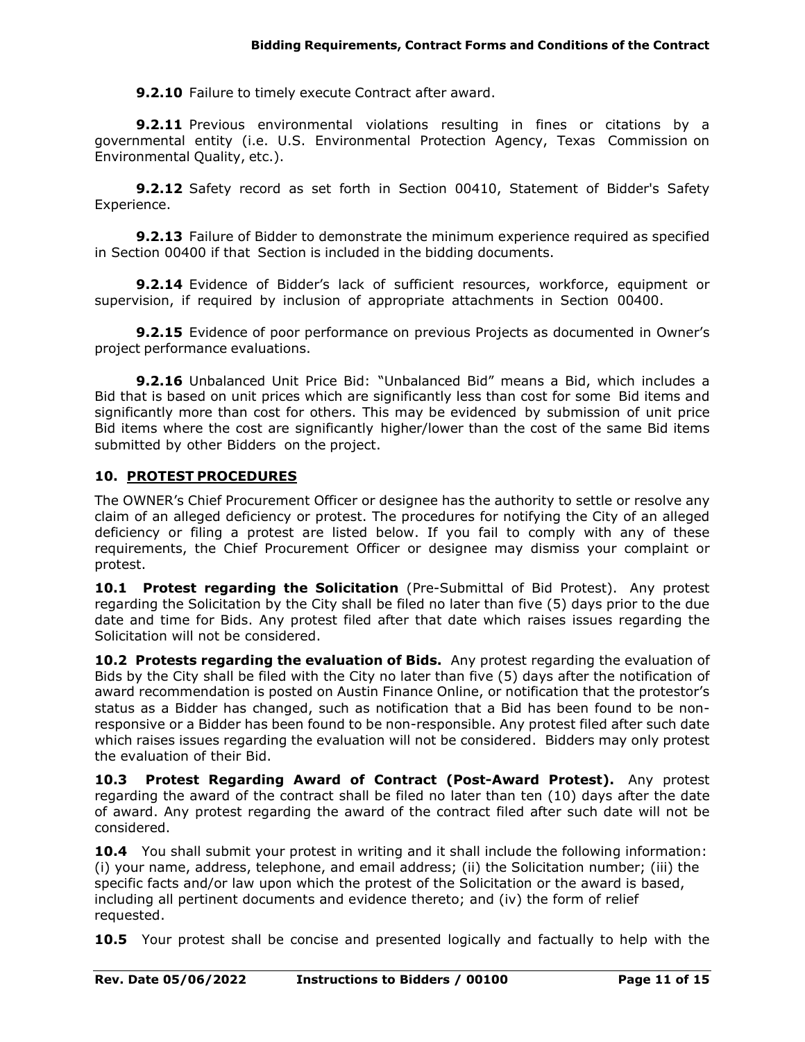**9.2.10** Failure to timely execute Contract after award.

**9.2.11** Previous environmental violations resulting in fines or citations by a governmental entity (i.e. U.S. Environmental Protection Agency, Texas Commission on Environmental Quality, etc.).

**9.2.12** Safety record as set forth in Section 00410, Statement of Bidder's Safety Experience.

**9.2.13** Failure of Bidder to demonstrate the minimum experience required as specified in Section 00400 if that Section is included in the bidding documents.

**9.2.14** Evidence of Bidder's lack of sufficient resources, workforce, equipment or supervision, if required by inclusion of appropriate attachments in Section 00400.

**9.2.15** Evidence of poor performance on previous Projects as documented in Owner's project performance evaluations.

**9.2.16** Unbalanced Unit Price Bid: "Unbalanced Bid" means a Bid, which includes a Bid that is based on unit prices which are significantly less than cost for some Bid items and significantly more than cost for others. This may be evidenced by submission of unit price Bid items where the cost are significantly higher/lower than the cost of the same Bid items submitted by other Bidders on the project.

## 10. PROTEST PROCEDURES

The OWNER's Chief Procurement Officer or designee has the authority to settle or resolve any claim of an alleged deficiency or protest. The procedures for notifying the City of an alleged deficiency or filing a protest are listed below. If you fail to comply with any of these requirements, the Chief Procurement Officer or designee may dismiss your complaint or protest.

**10.1 Protest regarding the Solicitation** (Pre-Submittal of Bid Protest). Any protest regarding the Solicitation by the City shall be filed no later than five (5) days prior to the due date and time for Bids. Any protest filed after that date which raises issues regarding the Solicitation will not be considered.

**10.2 Protests regarding the evaluation of Bids.** Any protest regarding the evaluation of Bids by the City shall be filed with the City no later than five (5) days after the notification of award recommendation is posted on Austin Finance Online, or notification that the protestor's status as a Bidder has changed, such as notification that a Bid has been found to be non-responsive or a Bidder has been found to be non-responsible. Any protest filed after such date which raises issues regarding the evaluation will not be considered. Bidders may only protest the evaluation of their Bid.

**10.3 Protest Regarding Award of Contract (Post-Award Protest).** Any protest regarding the award of the contract shall be filed no later than ten (10) days after the date of award. Any protest regarding the award of the contract filed after such date will not be considered.

**10.4** You shall submit your protest in writing and it shall include the following information: (i) your name, address, telephone, and email address; (ii) the Solicitation number; (iii) the specific facts and/or law upon which the protest of the Solicitation or the award is based, including all pertinent documents and evidence thereto; and (iv) the form of relief requested.

**10.5** Your protest shall be concise and presented logically and factually to help with the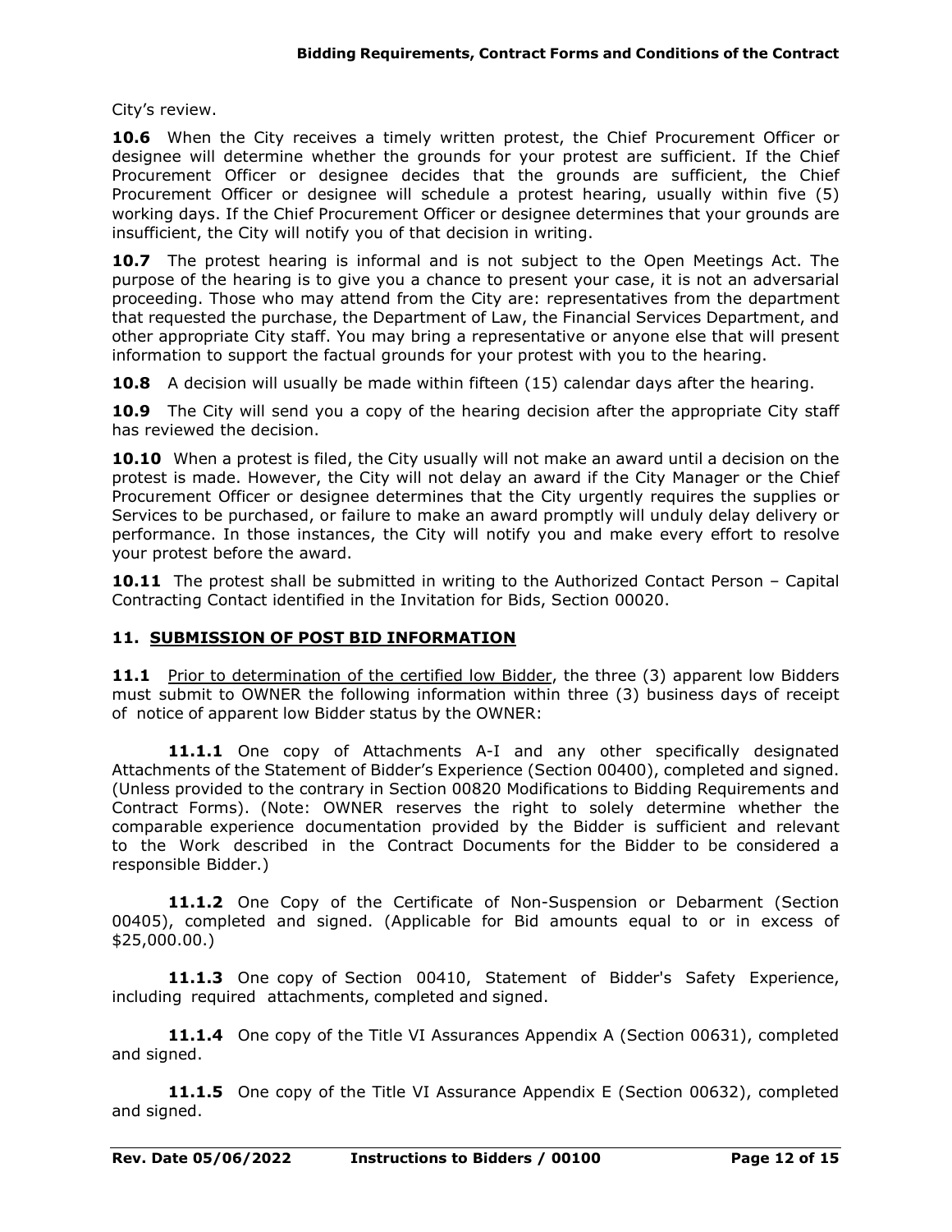City's review.

**10.6** When the City receives a timely written protest, the Chief Procurement Officer or designee will determine whether the grounds for your protest are sufficient. If the Chief Procurement Officer or designee decides that the grounds are sufficient, the Chief Procurement Officer or designee will schedule a protest hearing, usually within five (5) working days. If the Chief Procurement Officer or designee determines that your grounds are insufficient, the City will notify you of that decision in writing.

**10.7** The protest hearing is informal and is not subject to the Open Meetings Act. The purpose of the hearing is to give you a chance to present your case, it is not an adversarial proceeding. Those who may attend from the City are: representatives from the department that requested the purchase, the Department of Law, the Financial Services Department, and other appropriate City staff. You may bring a representative or anyone else that will present information to support the factual grounds for your protest with you to the hearing.

**10.8** A decision will usually be made within fifteen (15) calendar days after the hearing.

**10.9** The City will send you a copy of the hearing decision after the appropriate City staff has reviewed the decision.

**10.10** When a protest is filed, the City usually will not make an award until a decision on the protest is made. However, the City will not delay an award if the City Manager or the Chief Procurement Officer or designee determines that the City urgently requires the supplies or Services to be purchased, or failure to make an award promptly will unduly delay delivery or performance. In those instances, the City will notify you and make every effort to resolve your protest before the award.

**10.11** The protest shall be submitted in writing to the Authorized Contact Person – Capital Contracting Contact identified in the Invitation for Bids, Section 00020.

## 11. SUBMISSION OF POST BID INFORMATION

**11.1** Prior to determination of the certified low Bidder, the three (3) apparent low Bidders must submit to OWNER the following information within three (3) business days of receipt of notice of apparent low Bidder status by the OWNER:

**11.1.1** One copy of Attachments A-I and any other specifically designated Attachments of the Statement of Bidder's Experience (Section 00400), completed and signed. (Unless provided to the contrary in Section 00820 Modifications to Bidding Requirements and Contract Forms). (Note: OWNER reserves the right to solely determine whether the comparable experience documentation provided by the Bidder is sufficient and relevant to the Work described in the Contract Documents for the Bidder to be considered a responsible Bidder.)

**11.1.2** One Copy of the Certificate of Non-Suspension or Debarment (Section 00405), completed and signed. (Applicable for Bid amounts equal to or in excess of $25,000.00.)

**11.1.3** One copy of Section 00410, Statement of Bidder's Safety Experience, including required attachments, completed and signed.

**11.1.4** One copy of the Title VI Assurances Appendix A (Section 00631), completed and signed.

**11.1.5** One copy of the Title VI Assurance Appendix E (Section 00632), completed and signed.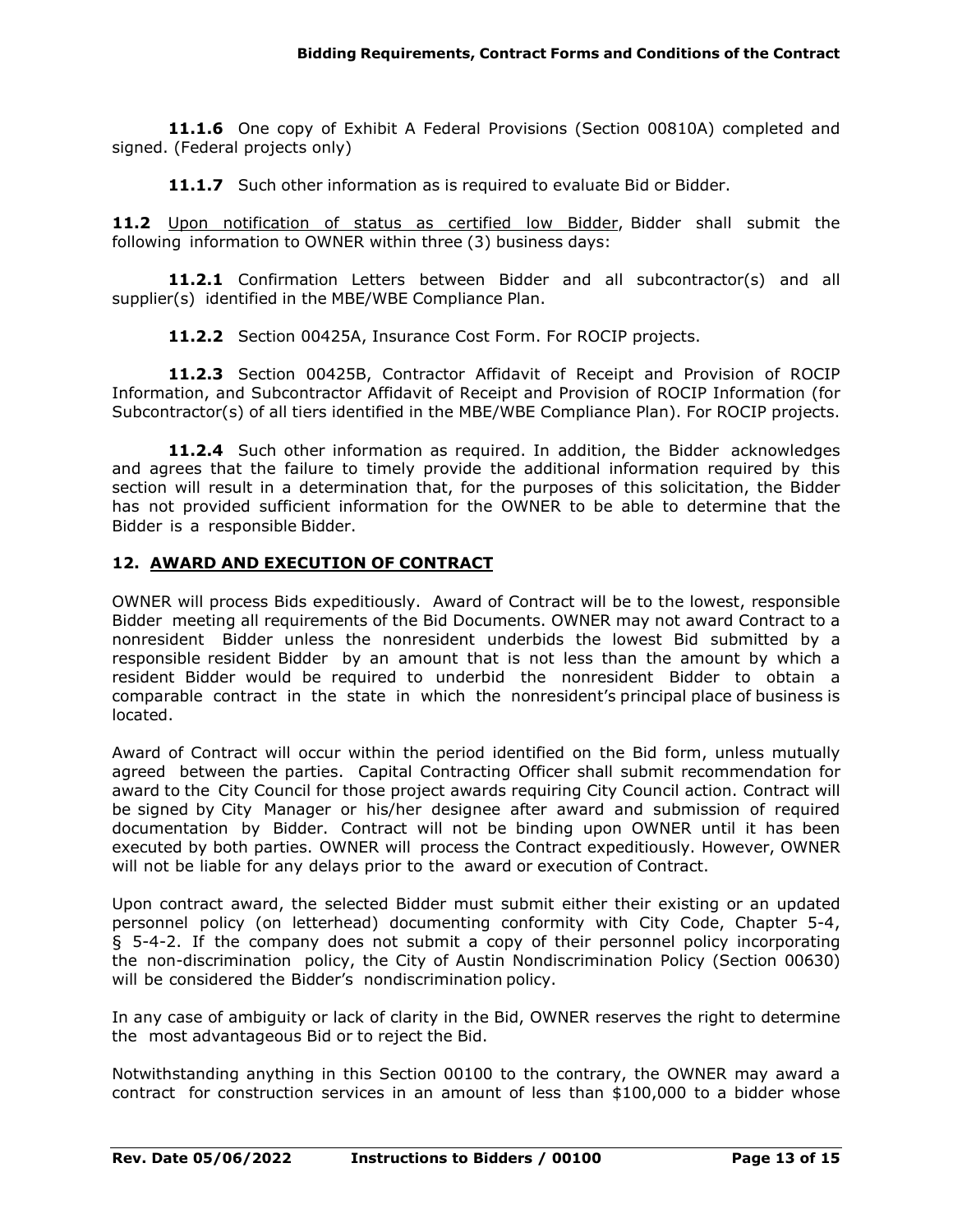**11.1.6** One copy of Exhibit A Federal Provisions (Section 00810A) completed and signed. (Federal projects only)

**11.1.7** Such other information as is required to evaluate Bid or Bidder.

**11.2** Upon notification of status as certified low Bidder, Bidder shall submit the following information to OWNER within three (3) business days:

**11.2.1** Confirmation Letters between Bidder and all subcontractor(s) and all supplier(s) identified in the MBE/WBE Compliance Plan.

**11.2.2** Section 00425A, Insurance Cost Form. For ROCIP projects.

**11.2.3** Section 00425B, Contractor Affidavit of Receipt and Provision of ROCIP Information, and Subcontractor Affidavit of Receipt and Provision of ROCIP Information (for Subcontractor(s) of all tiers identified in the MBE/WBE Compliance Plan). For ROCIP projects.

**11.2.4** Such other information as required. In addition, the Bidder acknowledges and agrees that the failure to timely provide the additional information required by this section will result in a determination that, for the purposes of this solicitation, the Bidder has not provided sufficient information for the OWNER to be able to determine that the Bidder is a responsible Bidder.

## 12. AWARD AND EXECUTION OF CONTRACT

OWNER will process Bids expeditiously. Award of Contract will be to the lowest, responsible Bidder meeting all requirements of the Bid Documents. OWNER may not award Contract to a nonresident Bidder unless the nonresident underbids the lowest Bid submitted by a responsible resident Bidder by an amount that is not less than the amount by which a resident Bidder would be required to underbid the nonresident Bidder to obtain a comparable contract in the state in which the nonresident's principal place of business is located.

Award of Contract will occur within the period identified on the Bid form, unless mutually agreed between the parties. Capital Contracting Officer shall submit recommendation for award to the City Council for those project awards requiring City Council action. Contract will be signed by City Manager or his/her designee after award and submission of required documentation by Bidder. Contract will not be binding upon OWNER until it has been executed by both parties. OWNER will process the Contract expeditiously. However, OWNER will not be liable for any delays prior to the award or execution of Contract.

Upon contract award, the selected Bidder must submit either their existing or an updated personnel policy (on letterhead) documenting conformity with City Code, Chapter 5-4, § 5-4-2. If the company does not submit a copy of their personnel policy incorporating the non-discrimination policy, the City of Austin Nondiscrimination Policy (Section 00630) will be considered the Bidder's nondiscrimination policy.

In any case of ambiguity or lack of clarity in the Bid, OWNER reserves the right to determine the most advantageous Bid or to reject the Bid.

Notwithstanding anything in this Section 00100 to the contrary, the OWNER may award a contract for construction services in an amount of less than $100,000 to a bidder whose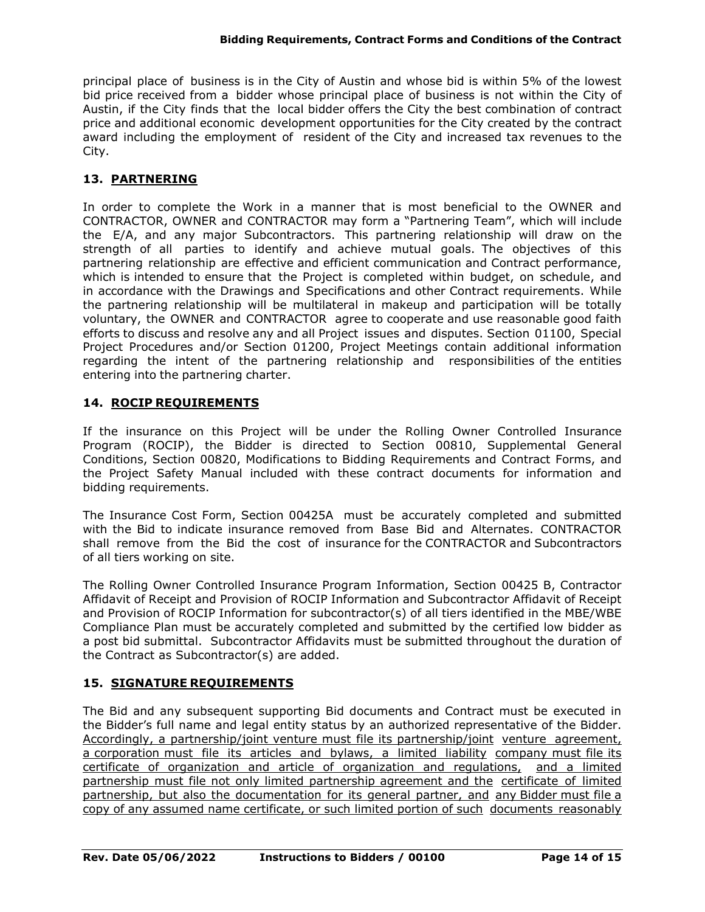principal place of business is in the City of Austin and whose bid is within 5% of the lowest bid price received from a bidder whose principal place of business is not within the City of Austin, if the City finds that the local bidder offers the City the best combination of contract price and additional economic development opportunities for the City created by the contract award including the employment of resident of the City and increased tax revenues to the City.

## 13. PARTNERING

In order to complete the Work in a manner that is most beneficial to the OWNER and CONTRACTOR, OWNER and CONTRACTOR may form a "Partnering Team", which will include the E/A, and any major Subcontractors. This partnering relationship will draw on the strength of all parties to identify and achieve mutual goals. The objectives of this partnering relationship are effective and efficient communication and Contract performance, which is intended to ensure that the Project is completed within budget, on schedule, and in accordance with the Drawings and Specifications and other Contract requirements. While the partnering relationship will be multilateral in makeup and participation will be totally voluntary, the OWNER and CONTRACTOR agree to cooperate and use reasonable good faith efforts to discuss and resolve any and all Project issues and disputes. Section 01100, Special Project Procedures and/or Section 01200, Project Meetings contain additional information regarding the intent of the partnering relationship and responsibilities of the entities entering into the partnering charter.

## 14. ROCIP REQUIREMENTS

If the insurance on this Project will be under the Rolling Owner Controlled Insurance Program (ROCIP), the Bidder is directed to Section 00810, Supplemental General Conditions, Section 00820, Modifications to Bidding Requirements and Contract Forms, and the Project Safety Manual included with these contract documents for information and bidding requirements.

The Insurance Cost Form, Section 00425A must be accurately completed and submitted with the Bid to indicate insurance removed from Base Bid and Alternates. CONTRACTOR shall remove from the Bid the cost of insurance for the CONTRACTOR and Subcontractors of all tiers working on site.

The Rolling Owner Controlled Insurance Program Information, Section 00425 B, Contractor Affidavit of Receipt and Provision of ROCIP Information and Subcontractor Affidavit of Receipt and Provision of ROCIP Information for subcontractor(s) of all tiers identified in the MBE/WBE Compliance Plan must be accurately completed and submitted by the certified low bidder as a post bid submittal. Subcontractor Affidavits must be submitted throughout the duration of the Contract as Subcontractor(s) are added.

## 15. SIGNATURE REQUIREMENTS

The Bid and any subsequent supporting Bid documents and Contract must be executed in the Bidder's full name and legal entity status by an authorized representative of the Bidder. <u>Accordingly, a partnership/joint venture must file its partnership/joint venture agreement, a corporation must file its articles and bylaws, a limited liability company must file its certificate of organization and article of organization and regulations, and a limited partnership must file not only limited partnership agreement and the certificate of limited partnership, but also the documentation for its general partner, and any Bidder must file a copy of any assumed name certificate, or such limited portion of such documents reasonably</u>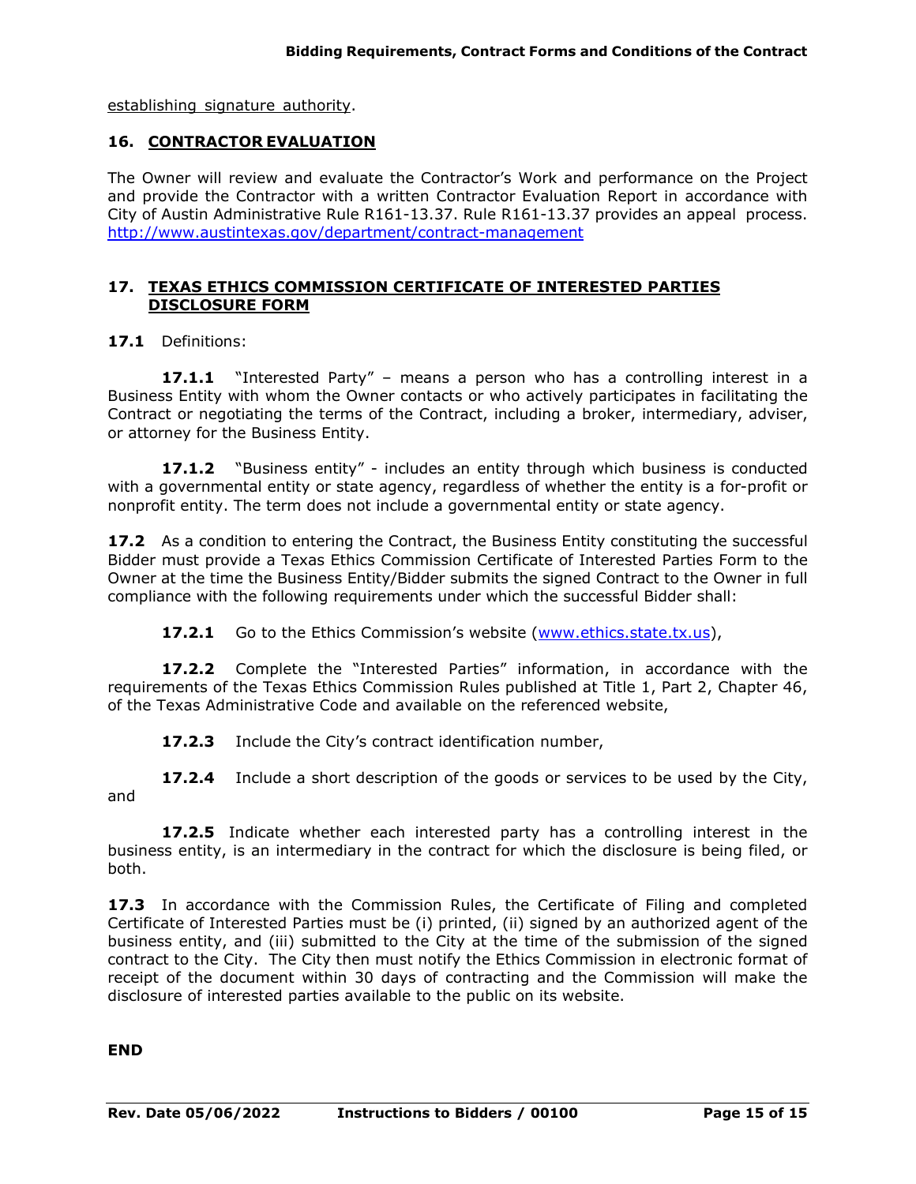establishing signature authority.

## 16. CONTRACTOR EVALUATION

The Owner will review and evaluate the Contractor's Work and performance on the Project and provide the Contractor with a written Contractor Evaluation Report in accordance with City of Austin Administrative Rule R161-13.37. Rule R161-13.37 provides an appeal process. http://www.austintexas.gov/department/contract-management

## 17. TEXAS ETHICS COMMISSION CERTIFICATE OF INTERESTED PARTIES DISCLOSURE FORM

**17.1** Definitions:

**17.1.1** "Interested Party" – means a person who has a controlling interest in a Business Entity with whom the Owner contacts or who actively participates in facilitating the Contract or negotiating the terms of the Contract, including a broker, intermediary, adviser, or attorney for the Business Entity.

**17.1.2** "Business entity" - includes an entity through which business is conducted with a governmental entity or state agency, regardless of whether the entity is a for-profit or nonprofit entity. The term does not include a governmental entity or state agency.

**17.2** As a condition to entering the Contract, the Business Entity constituting the successful Bidder must provide a Texas Ethics Commission Certificate of Interested Parties Form to the Owner at the time the Business Entity/Bidder submits the signed Contract to the Owner in full compliance with the following requirements under which the successful Bidder shall:

**17.2.1** Go to the Ethics Commission's website (www.ethics.state.tx.us),

**17.2.2** Complete the "Interested Parties" information, in accordance with the requirements of the Texas Ethics Commission Rules published at Title 1, Part 2, Chapter 46, of the Texas Administrative Code and available on the referenced website,

**17.2.3** Include the City's contract identification number,

**17.2.4** Include a short description of the goods or services to be used by the City, and

**17.2.5** Indicate whether each interested party has a controlling interest in the business entity, is an intermediary in the contract for which the disclosure is being filed, or both.

**17.3** In accordance with the Commission Rules, the Certificate of Filing and completed Certificate of Interested Parties must be (i) printed, (ii) signed by an authorized agent of the business entity, and (iii) submitted to the City at the time of the submission of the signed contract to the City. The City then must notify the Ethics Commission in electronic format of receipt of the document within 30 days of contracting and the Commission will make the disclosure of interested parties available to the public on its website.

**END**